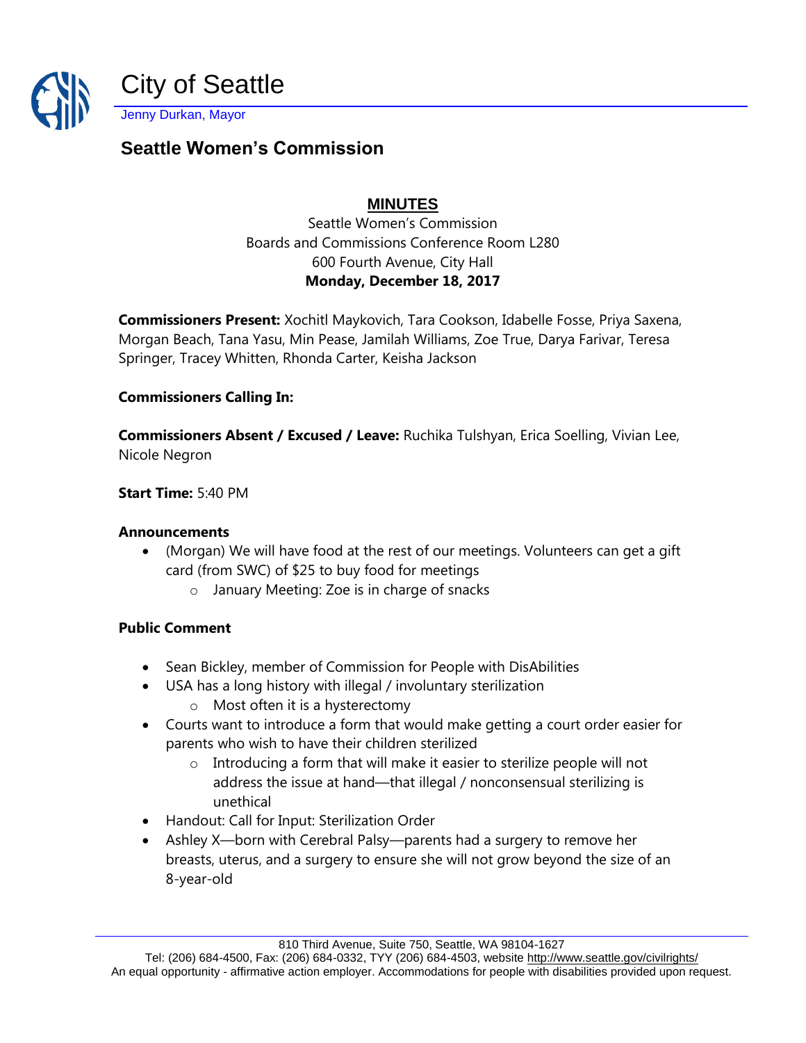# City of Seattle

Jenny Durkan, Mayor

## Seattle Women's Commission

### MINUTES

Seattle Women's Commission
Boards and Commissions Conference Room L280
600 Fourth Avenue, City Hall
**Monday, December 18, 2017**

**Commissioners Present:** Xochitl Maykovich, Tara Cookson, Idabelle Fosse, Priya Saxena, Morgan Beach, Tana Yasu, Min Pease, Jamilah Williams, Zoe True, Darya Farivar, Teresa Springer, Tracey Whitten, Rhonda Carter, Keisha Jackson

**Commissioners Calling In:**

**Commissioners Absent / Excused / Leave:** Ruchika Tulshyan, Erica Soelling, Vivian Lee, Nicole Negron

**Start Time:** 5:40 PM

**Announcements**

- (Morgan) We will have food at the rest of our meetings. Volunteers can get a gift card (from SWC) of $25 to buy food for meetings
  - January Meeting: Zoe is in charge of snacks

**Public Comment**

- Sean Bickley, member of Commission for People with DisAbilities
- USA has a long history with illegal / involuntary sterilization
  - Most often it is a hysterectomy
- Courts want to introduce a form that would make getting a court order easier for parents who wish to have their children sterilized
  - Introducing a form that will make it easier to sterilize people will not address the issue at hand—that illegal / nonconsensual sterilizing is unethical
- Handout: Call for Input: Sterilization Order
- Ashley X—born with Cerebral Palsy—parents had a surgery to remove her breasts, uterus, and a surgery to ensure she will not grow beyond the size of an 8-year-old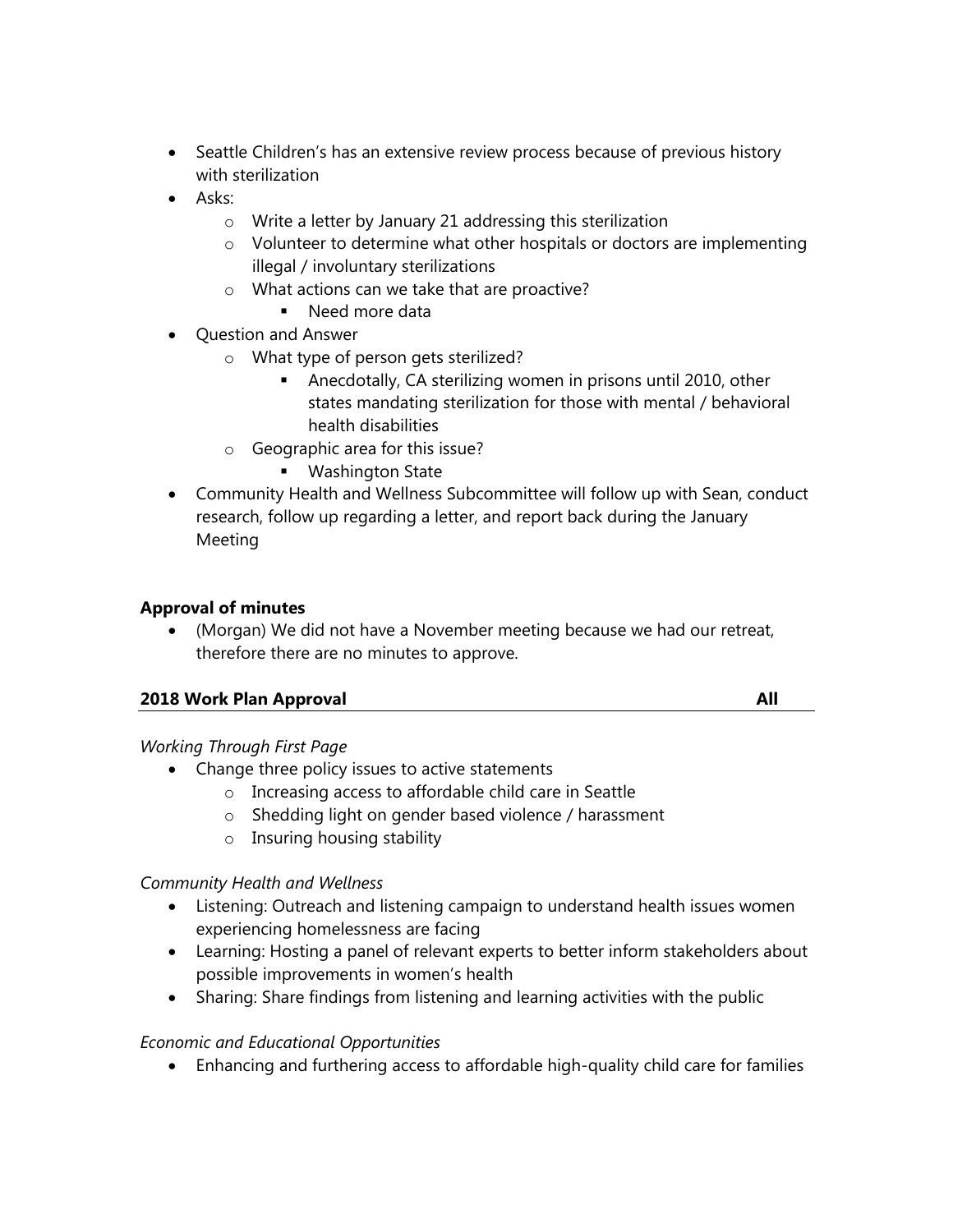- Seattle Children's has an extensive review process because of previous history with sterilization
- Asks:
  - Write a letter by January 21 addressing this sterilization
  - Volunteer to determine what other hospitals or doctors are implementing illegal / involuntary sterilizations
  - What actions can we take that are proactive?
    - Need more data
- Question and Answer
  - What type of person gets sterilized?
    - Anecdotally, CA sterilizing women in prisons until 2010, other states mandating sterilization for those with mental / behavioral health disabilities
  - Geographic area for this issue?
    - Washington State
- Community Health and Wellness Subcommittee will follow up with Sean, conduct research, follow up regarding a letter, and report back during the January Meeting

**Approval of minutes**

- (Morgan) We did not have a November meeting because we had our retreat, therefore there are no minutes to approve.

**2018 Work Plan Approval** **All**

*Working Through First Page*

- Change three policy issues to active statements
  - Increasing access to affordable child care in Seattle
  - Shedding light on gender based violence / harassment
  - Insuring housing stability

*Community Health and Wellness*

- Listening: Outreach and listening campaign to understand health issues women experiencing homelessness are facing
- Learning: Hosting a panel of relevant experts to better inform stakeholders about possible improvements in women's health
- Sharing: Share findings from listening and learning activities with the public

*Economic and Educational Opportunities*

- Enhancing and furthering access to affordable high-quality child care for families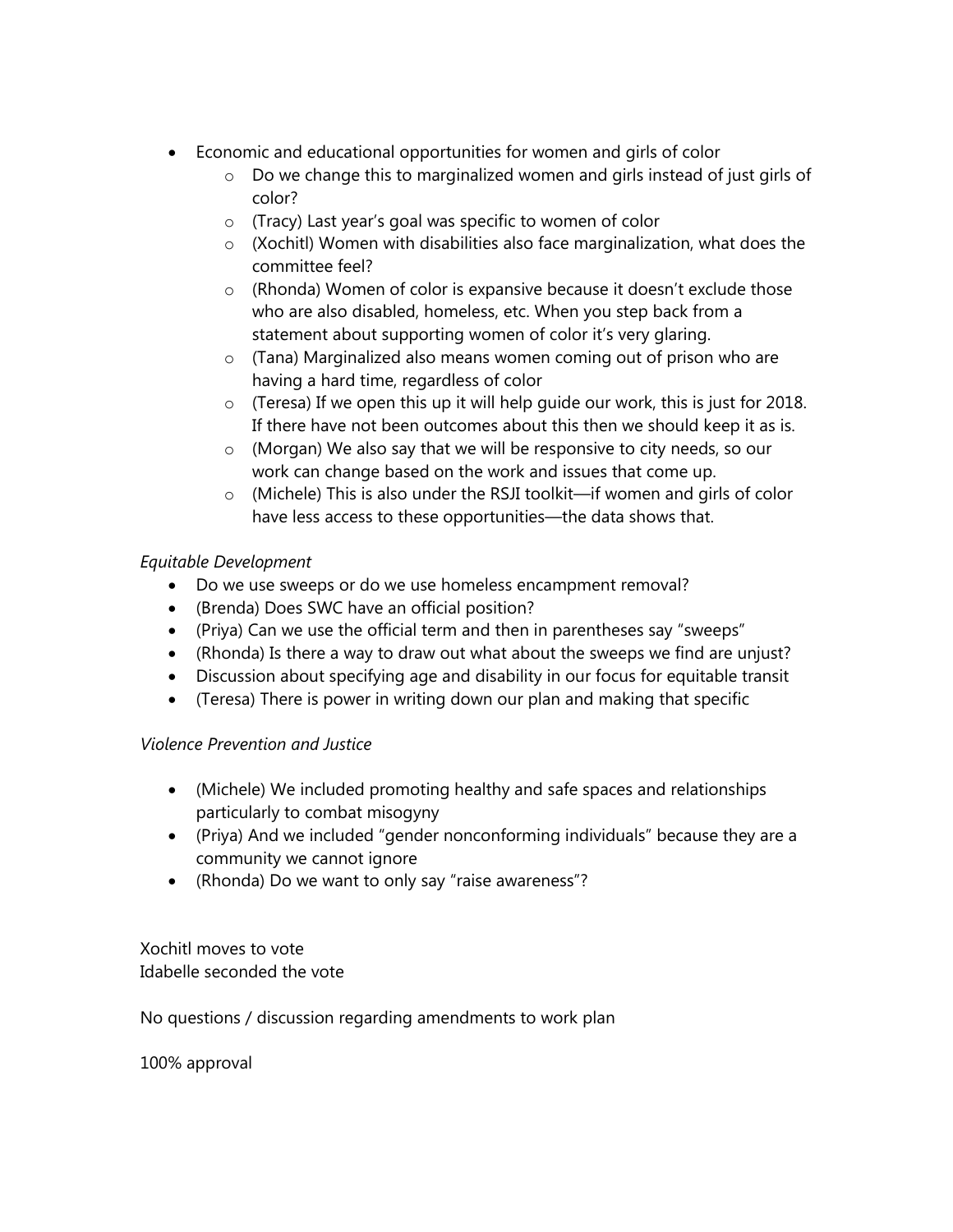- Economic and educational opportunities for women and girls of color
    - Do we change this to marginalized women and girls instead of just girls of color?
    - (Tracy) Last year's goal was specific to women of color
    - (Xochitl) Women with disabilities also face marginalization, what does the committee feel?
    - (Rhonda) Women of color is expansive because it doesn't exclude those who are also disabled, homeless, etc. When you step back from a statement about supporting women of color it's very glaring.
    - (Tana) Marginalized also means women coming out of prison who are having a hard time, regardless of color
    - (Teresa) If we open this up it will help guide our work, this is just for 2018. If there have not been outcomes about this then we should keep it as is.
    - (Morgan) We also say that we will be responsive to city needs, so our work can change based on the work and issues that come up.
    - (Michele) This is also under the RSJI toolkit—if women and girls of color have less access to these opportunities—the data shows that.

*Equitable Development*

- Do we use sweeps or do we use homeless encampment removal?
- (Brenda) Does SWC have an official position?
- (Priya) Can we use the official term and then in parentheses say "sweeps"
- (Rhonda) Is there a way to draw out what about the sweeps we find are unjust?
- Discussion about specifying age and disability in our focus for equitable transit
- (Teresa) There is power in writing down our plan and making that specific

*Violence Prevention and Justice*

- (Michele) We included promoting healthy and safe spaces and relationships particularly to combat misogyny
- (Priya) And we included "gender nonconforming individuals" because they are a community we cannot ignore
- (Rhonda) Do we want to only say "raise awareness"?

Xochitl moves to vote
Idabelle seconded the vote

No questions / discussion regarding amendments to work plan

100% approval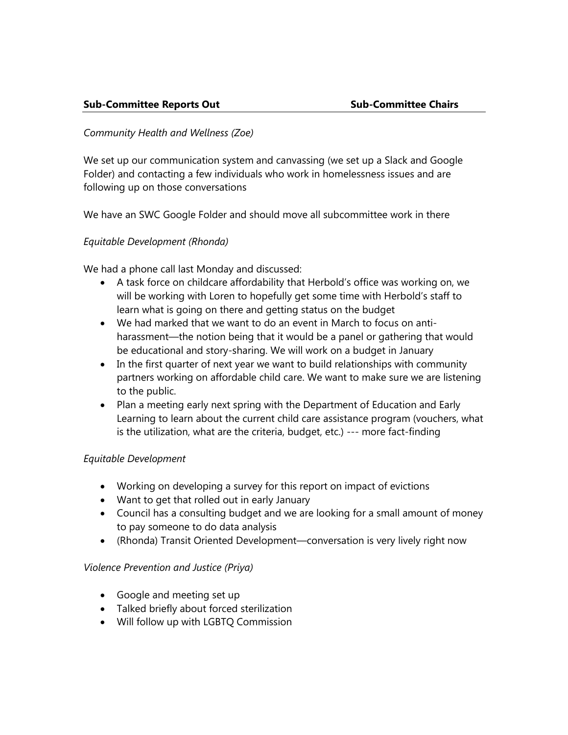**Sub-Committee Reports Out** **Sub-Committee Chairs**

*Community Health and Wellness (Zoe)*

We set up our communication system and canvassing (we set up a Slack and Google Folder) and contacting a few individuals who work in homelessness issues and are following up on those conversations

We have an SWC Google Folder and should move all subcommittee work in there

*Equitable Development (Rhonda)*

We had a phone call last Monday and discussed:

- A task force on childcare affordability that Herbold's office was working on, we will be working with Loren to hopefully get some time with Herbold's staff to learn what is going on there and getting status on the budget
- We had marked that we want to do an event in March to focus on anti-harassment—the notion being that it would be a panel or gathering that would be educational and story-sharing. We will work on a budget in January
- In the first quarter of next year we want to build relationships with community partners working on affordable child care. We want to make sure we are listening to the public.
- Plan a meeting early next spring with the Department of Education and Early Learning to learn about the current child care assistance program (vouchers, what is the utilization, what are the criteria, budget, etc.) --- more fact-finding

*Equitable Development*

- Working on developing a survey for this report on impact of evictions
- Want to get that rolled out in early January
- Council has a consulting budget and we are looking for a small amount of money to pay someone to do data analysis
- (Rhonda) Transit Oriented Development—conversation is very lively right now

*Violence Prevention and Justice (Priya)*

- Google and meeting set up
- Talked briefly about forced sterilization
- Will follow up with LGBTQ Commission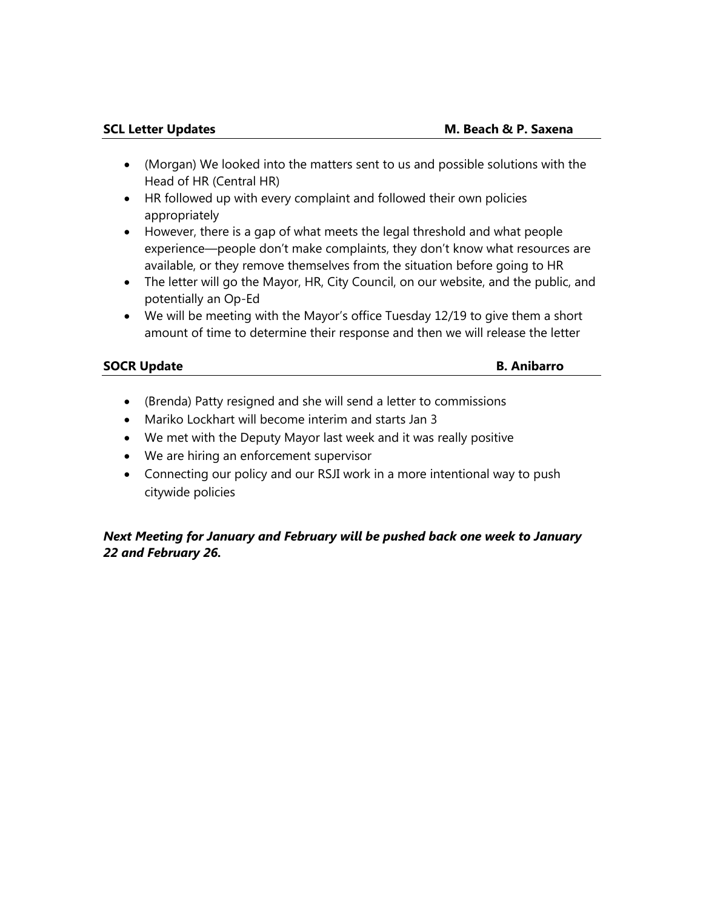**SCL Letter Updates** **M. Beach & P. Saxena**

- (Morgan) We looked into the matters sent to us and possible solutions with the Head of HR (Central HR)
- HR followed up with every complaint and followed their own policies appropriately
- However, there is a gap of what meets the legal threshold and what people experience—people don't make complaints, they don't know what resources are available, or they remove themselves from the situation before going to HR
- The letter will go the Mayor, HR, City Council, on our website, and the public, and potentially an Op-Ed
- We will be meeting with the Mayor's office Tuesday 12/19 to give them a short amount of time to determine their response and then we will release the letter

**SOCR Update** **B. Anibarro**

- (Brenda) Patty resigned and she will send a letter to commissions
- Mariko Lockhart will become interim and starts Jan 3
- We met with the Deputy Mayor last week and it was really positive
- We are hiring an enforcement supervisor
- Connecting our policy and our RSJI work in a more intentional way to push citywide policies

***Next Meeting for January and February will be pushed back one week to January 22 and February 26.***